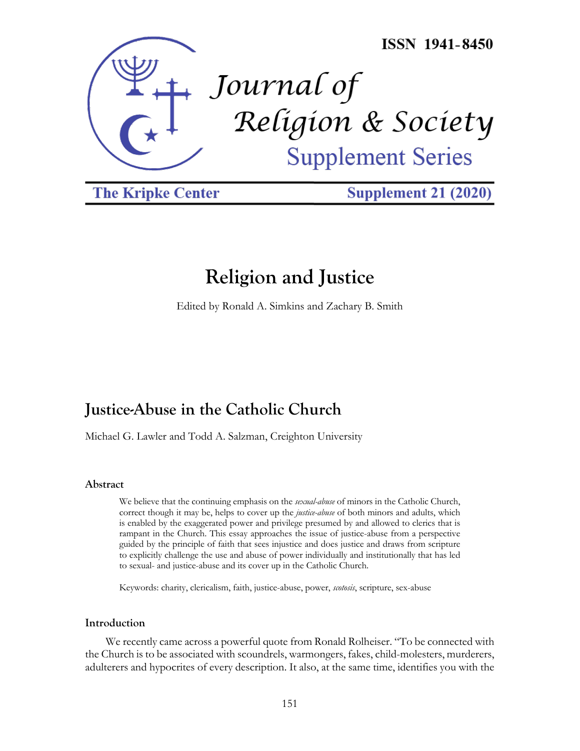ISSN 1941-8450

# Journal of Religion & Society

Supplement Series

The Kripke Center | Supplement 21 (2020)

# Religion and Justice

Edited by Ronald A. Simkins and Zachary B. Smith

## Justice-Abuse in the Catholic Church

Michael G. Lawler and Todd A. Salzman, Creighton University

### Abstract

We believe that the continuing emphasis on the *sexual-abuse* of minors in the Catholic Church, correct though it may be, helps to cover up the *justice-abuse* of both minors and adults, which is enabled by the exaggerated power and privilege presumed by and allowed to clerics that is rampant in the Church. This essay approaches the issue of justice-abuse from a perspective guided by the principle of faith that sees injustice and does justice and draws from scripture to explicitly challenge the use and abuse of power individually and institutionally that has led to sexual- and justice-abuse and its cover up in the Catholic Church.

Keywords: charity, clericalism, faith, justice-abuse, power, *scotosis*, scripture, sex-abuse

### Introduction

We recently came across a powerful quote from Ronald Rolheiser. "To be connected with the Church is to be associated with scoundrels, warmongers, fakes, child-molesters, murderers, adulterers and hypocrites of every description. It also, at the same time, identifies you with the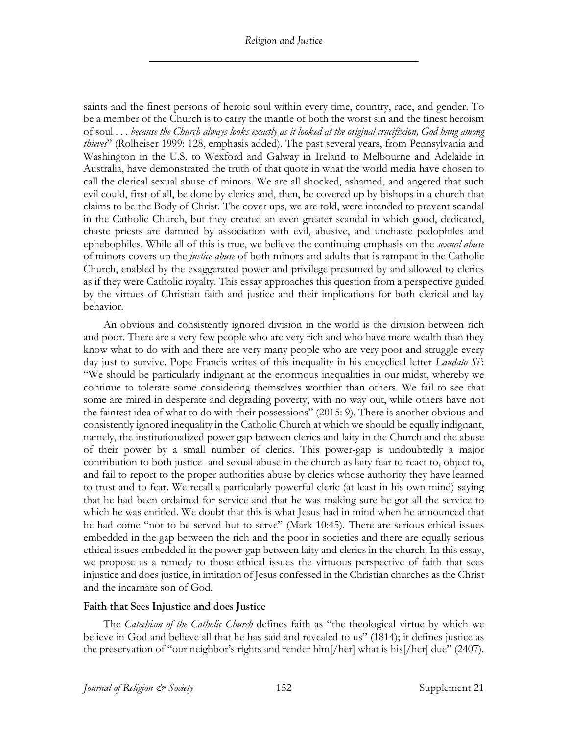saints and the finest persons of heroic soul within every time, country, race, and gender. To be a member of the Church is to carry the mantle of both the worst sin and the finest heroism of soul . . . *because the Church always looks exactly as it looked at the original crucifixion, God hung among thieves*" (Rolheiser 1999: 128, emphasis added). The past several years, from Pennsylvania and Washington in the U.S. to Wexford and Galway in Ireland to Melbourne and Adelaide in Australia, have demonstrated the truth of that quote in what the world media have chosen to call the clerical sexual abuse of minors. We are all shocked, ashamed, and angered that such evil could, first of all, be done by clerics and, then, be covered up by bishops in a church that claims to be the Body of Christ. The cover ups, we are told, were intended to prevent scandal in the Catholic Church, but they created an even greater scandal in which good, dedicated, chaste priests are damned by association with evil, abusive, and unchaste pedophiles and ephebophiles. While all of this is true, we believe the continuing emphasis on the *sexual-abuse* of minors covers up the *justice-abuse* of both minors and adults that is rampant in the Catholic Church, enabled by the exaggerated power and privilege presumed by and allowed to clerics as if they were Catholic royalty. This essay approaches this question from a perspective guided by the virtues of Christian faith and justice and their implications for both clerical and lay behavior.

An obvious and consistently ignored division in the world is the division between rich and poor. There are a very few people who are very rich and who have more wealth than they know what to do with and there are very many people who are very poor and struggle every day just to survive. Pope Francis writes of this inequality in his encyclical letter *Laudato Si'*: "We should be particularly indignant at the enormous inequalities in our midst, whereby we continue to tolerate some considering themselves worthier than others. We fail to see that some are mired in desperate and degrading poverty, with no way out, while others have not the faintest idea of what to do with their possessions" (2015: 9). There is another obvious and consistently ignored inequality in the Catholic Church at which we should be equally indignant, namely, the institutionalized power gap between clerics and laity in the Church and the abuse of their power by a small number of clerics. This power-gap is undoubtedly a major contribution to both justice- and sexual-abuse in the church as laity fear to react to, object to, and fail to report to the proper authorities abuse by clerics whose authority they have learned to trust and to fear. We recall a particularly powerful cleric (at least in his own mind) saying that he had been ordained for service and that he was making sure he got all the service to which he was entitled. We doubt that this is what Jesus had in mind when he announced that he had come "not to be served but to serve" (Mark 10:45). There are serious ethical issues embedded in the gap between the rich and the poor in societies and there are equally serious ethical issues embedded in the power-gap between laity and clerics in the church. In this essay, we propose as a remedy to those ethical issues the virtuous perspective of faith that sees injustice and does justice, in imitation of Jesus confessed in the Christian churches as the Christ and the incarnate son of God.

## Faith that Sees Injustice and does Justice

The *Catechism of the Catholic Church* defines faith as "the theological virtue by which we believe in God and believe all that he has said and revealed to us" (1814); it defines justice as the preservation of "our neighbor's rights and render him[/her] what is his[/her] due" (2407).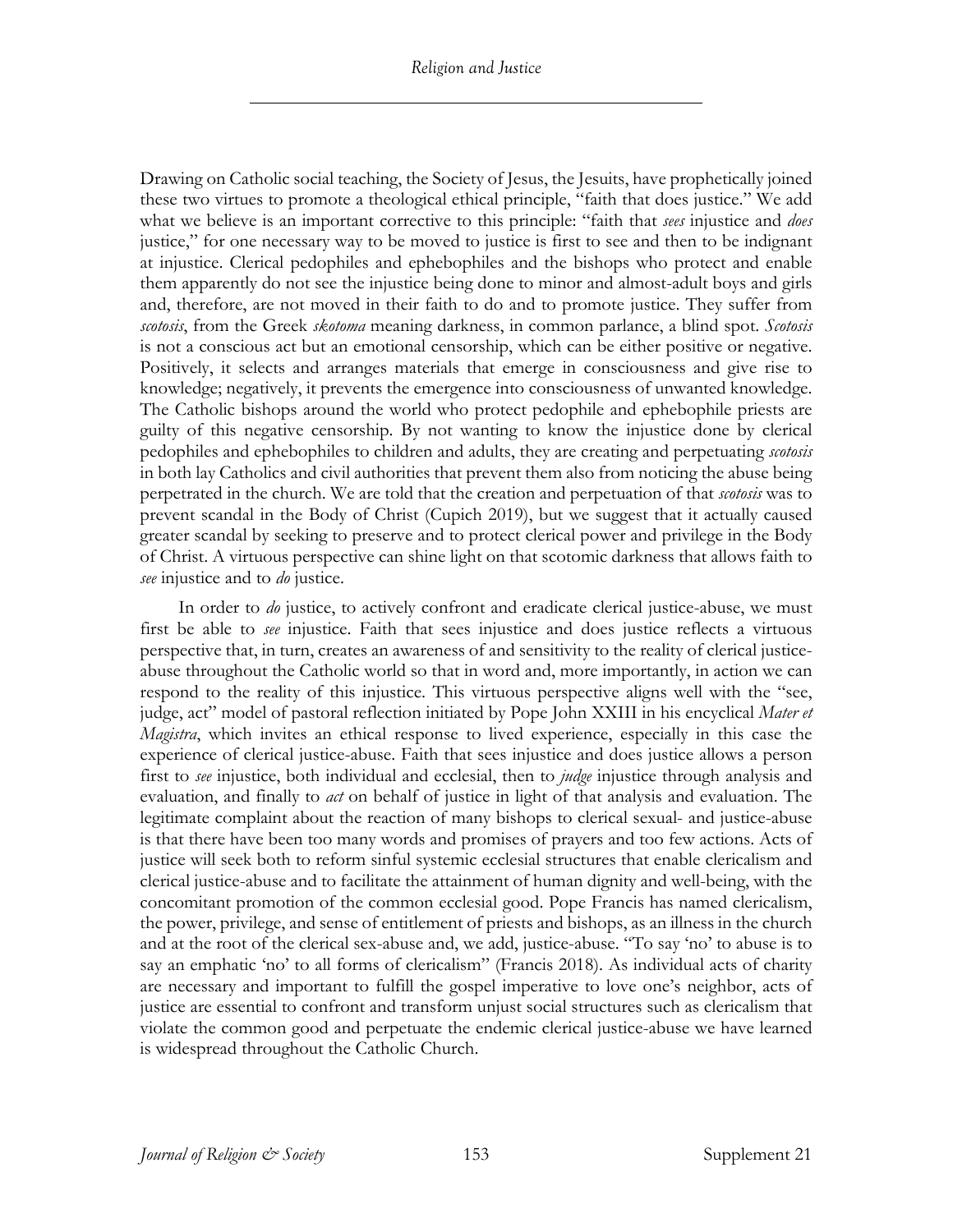Drawing on Catholic social teaching, the Society of Jesus, the Jesuits, have prophetically joined these two virtues to promote a theological ethical principle, "faith that does justice." We add what we believe is an important corrective to this principle: "faith that *sees* injustice and *does* justice," for one necessary way to be moved to justice is first to see and then to be indignant at injustice. Clerical pedophiles and ephebophiles and the bishops who protect and enable them apparently do not see the injustice being done to minor and almost-adult boys and girls and, therefore, are not moved in their faith to do and to promote justice. They suffer from *scotosis*, from the Greek *skotoma* meaning darkness, in common parlance, a blind spot. *Scotosis* is not a conscious act but an emotional censorship, which can be either positive or negative. Positively, it selects and arranges materials that emerge in consciousness and give rise to knowledge; negatively, it prevents the emergence into consciousness of unwanted knowledge. The Catholic bishops around the world who protect pedophile and ephebophile priests are guilty of this negative censorship. By not wanting to know the injustice done by clerical pedophiles and ephebophiles to children and adults, they are creating and perpetuating *scotosis* in both lay Catholics and civil authorities that prevent them also from noticing the abuse being perpetrated in the church. We are told that the creation and perpetuation of that *scotosis* was to prevent scandal in the Body of Christ (Cupich 2019), but we suggest that it actually caused greater scandal by seeking to preserve and to protect clerical power and privilege in the Body of Christ. A virtuous perspective can shine light on that scotomic darkness that allows faith to *see* injustice and to *do* justice.

In order to *do* justice, to actively confront and eradicate clerical justice-abuse, we must first be able to *see* injustice. Faith that sees injustice and does justice reflects a virtuous perspective that, in turn, creates an awareness of and sensitivity to the reality of clerical justice-abuse throughout the Catholic world so that in word and, more importantly, in action we can respond to the reality of this injustice. This virtuous perspective aligns well with the "see, judge, act" model of pastoral reflection initiated by Pope John XXIII in his encyclical *Mater et Magistra*, which invites an ethical response to lived experience, especially in this case the experience of clerical justice-abuse. Faith that sees injustice and does justice allows a person first to *see* injustice, both individual and ecclesial, then to *judge* injustice through analysis and evaluation, and finally to *act* on behalf of justice in light of that analysis and evaluation. The legitimate complaint about the reaction of many bishops to clerical sexual- and justice-abuse is that there have been too many words and promises of prayers and too few actions. Acts of justice will seek both to reform sinful systemic ecclesial structures that enable clericalism and clerical justice-abuse and to facilitate the attainment of human dignity and well-being, with the concomitant promotion of the common ecclesial good. Pope Francis has named clericalism, the power, privilege, and sense of entitlement of priests and bishops, as an illness in the church and at the root of the clerical sex-abuse and, we add, justice-abuse. "To say 'no' to abuse is to say an emphatic 'no' to all forms of clericalism" (Francis 2018). As individual acts of charity are necessary and important to fulfill the gospel imperative to love one's neighbor, acts of justice are essential to confront and transform unjust social structures such as clericalism that violate the common good and perpetuate the endemic clerical justice-abuse we have learned is widespread throughout the Catholic Church.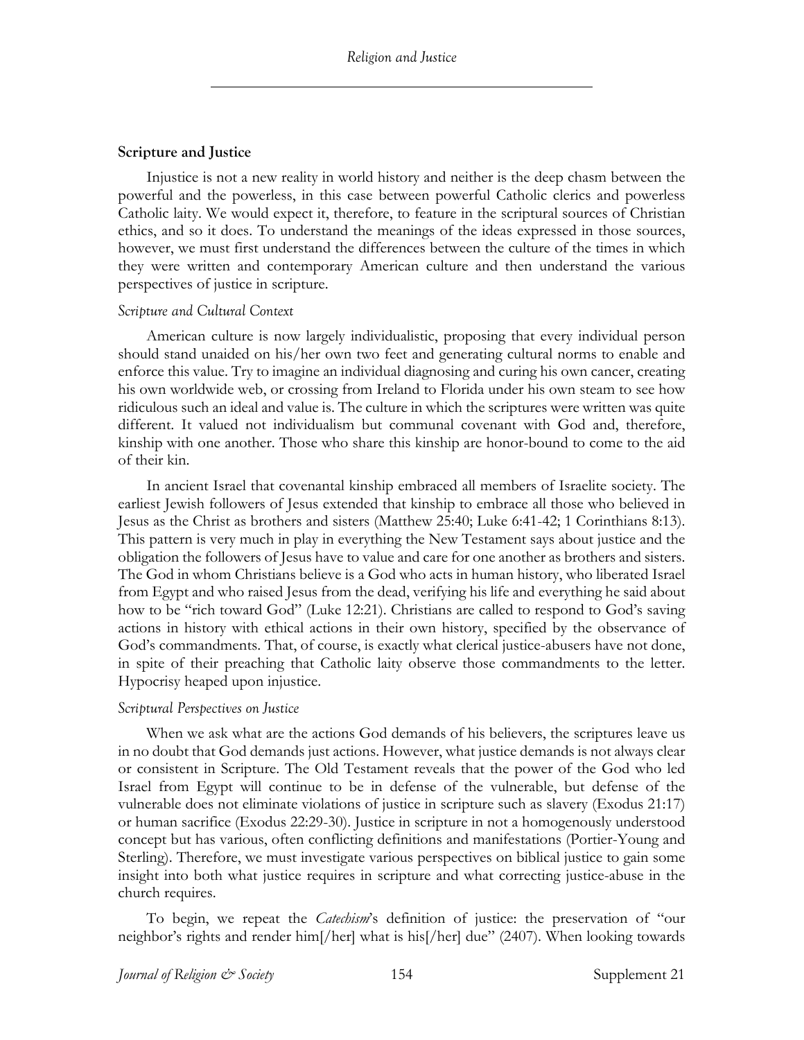## Scripture and Justice

Injustice is not a new reality in world history and neither is the deep chasm between the powerful and the powerless, in this case between powerful Catholic clerics and powerless Catholic laity. We would expect it, therefore, to feature in the scriptural sources of Christian ethics, and so it does. To understand the meanings of the ideas expressed in those sources, however, we must first understand the differences between the culture of the times in which they were written and contemporary American culture and then understand the various perspectives of justice in scripture.

### *Scripture and Cultural Context*

American culture is now largely individualistic, proposing that every individual person should stand unaided on his/her own two feet and generating cultural norms to enable and enforce this value. Try to imagine an individual diagnosing and curing his own cancer, creating his own worldwide web, or crossing from Ireland to Florida under his own steam to see how ridiculous such an ideal and value is. The culture in which the scriptures were written was quite different. It valued not individualism but communal covenant with God and, therefore, kinship with one another. Those who share this kinship are honor-bound to come to the aid of their kin.

In ancient Israel that covenantal kinship embraced all members of Israelite society. The earliest Jewish followers of Jesus extended that kinship to embrace all those who believed in Jesus as the Christ as brothers and sisters (Matthew 25:40; Luke 6:41-42; 1 Corinthians 8:13). This pattern is very much in play in everything the New Testament says about justice and the obligation the followers of Jesus have to value and care for one another as brothers and sisters. The God in whom Christians believe is a God who acts in human history, who liberated Israel from Egypt and who raised Jesus from the dead, verifying his life and everything he said about how to be "rich toward God" (Luke 12:21). Christians are called to respond to God's saving actions in history with ethical actions in their own history, specified by the observance of God's commandments. That, of course, is exactly what clerical justice-abusers have not done, in spite of their preaching that Catholic laity observe those commandments to the letter. Hypocrisy heaped upon injustice.

### *Scriptural Perspectives on Justice*

When we ask what are the actions God demands of his believers, the scriptures leave us in no doubt that God demands just actions. However, what justice demands is not always clear or consistent in Scripture. The Old Testament reveals that the power of the God who led Israel from Egypt will continue to be in defense of the vulnerable, but defense of the vulnerable does not eliminate violations of justice in scripture such as slavery (Exodus 21:17) or human sacrifice (Exodus 22:29-30). Justice in scripture in not a homogenously understood concept but has various, often conflicting definitions and manifestations (Portier-Young and Sterling). Therefore, we must investigate various perspectives on biblical justice to gain some insight into both what justice requires in scripture and what correcting justice-abuse in the church requires.

To begin, we repeat the *Catechism*'s definition of justice: the preservation of "our neighbor's rights and render him[/her] what is his[/her] due" (2407). When looking towards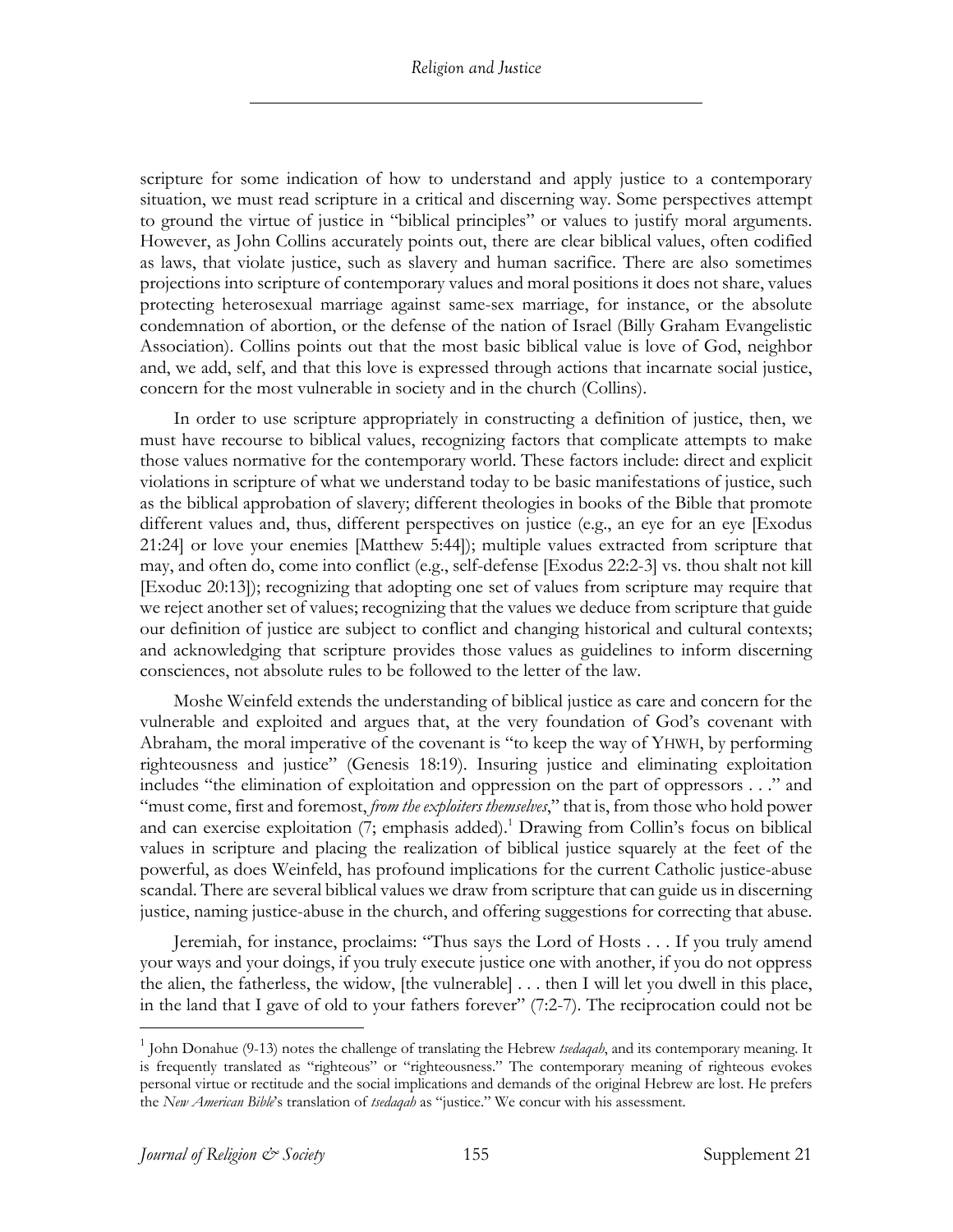scripture for some indication of how to understand and apply justice to a contemporary situation, we must read scripture in a critical and discerning way. Some perspectives attempt to ground the virtue of justice in "biblical principles" or values to justify moral arguments. However, as John Collins accurately points out, there are clear biblical values, often codified as laws, that violate justice, such as slavery and human sacrifice. There are also sometimes projections into scripture of contemporary values and moral positions it does not share, values protecting heterosexual marriage against same-sex marriage, for instance, or the absolute condemnation of abortion, or the defense of the nation of Israel (Billy Graham Evangelistic Association). Collins points out that the most basic biblical value is love of God, neighbor and, we add, self, and that this love is expressed through actions that incarnate social justice, concern for the most vulnerable in society and in the church (Collins).

In order to use scripture appropriately in constructing a definition of justice, then, we must have recourse to biblical values, recognizing factors that complicate attempts to make those values normative for the contemporary world. These factors include: direct and explicit violations in scripture of what we understand today to be basic manifestations of justice, such as the biblical approbation of slavery; different theologies in books of the Bible that promote different values and, thus, different perspectives on justice (e.g., an eye for an eye [Exodus 21:24] or love your enemies [Matthew 5:44]); multiple values extracted from scripture that may, and often do, come into conflict (e.g., self-defense [Exodus 22:2-3] vs. thou shalt not kill [Exoduc 20:13]); recognizing that adopting one set of values from scripture may require that we reject another set of values; recognizing that the values we deduce from scripture that guide our definition of justice are subject to conflict and changing historical and cultural contexts; and acknowledging that scripture provides those values as guidelines to inform discerning consciences, not absolute rules to be followed to the letter of the law.

Moshe Weinfeld extends the understanding of biblical justice as care and concern for the vulnerable and exploited and argues that, at the very foundation of God's covenant with Abraham, the moral imperative of the covenant is "to keep the way of YHWH, by performing righteousness and justice" (Genesis 18:19). Insuring justice and eliminating exploitation includes "the elimination of exploitation and oppression on the part of oppressors . . ." and "must come, first and foremost, *from the exploiters themselves*," that is, from those who hold power and can exercise exploitation (7; emphasis added).[1] Drawing from Collin's focus on biblical values in scripture and placing the realization of biblical justice squarely at the feet of the powerful, as does Weinfeld, has profound implications for the current Catholic justice-abuse scandal. There are several biblical values we draw from scripture that can guide us in discerning justice, naming justice-abuse in the church, and offering suggestions for correcting that abuse.

Jeremiah, for instance, proclaims: "Thus says the Lord of Hosts . . . If you truly amend your ways and your doings, if you truly execute justice one with another, if you do not oppress the alien, the fatherless, the widow, [the vulnerable] . . . then I will let you dwell in this place, in the land that I gave of old to your fathers forever" (7:2-7). The reciprocation could not be

---

[1] John Donahue (9-13) notes the challenge of translating the Hebrew *tsedaqah*, and its contemporary meaning. It is frequently translated as "righteous" or "righteousness." The contemporary meaning of righteous evokes personal virtue or rectitude and the social implications and demands of the original Hebrew are lost. He prefers the *New American Bible*'s translation of *tsedaqah* as "justice." We concur with his assessment.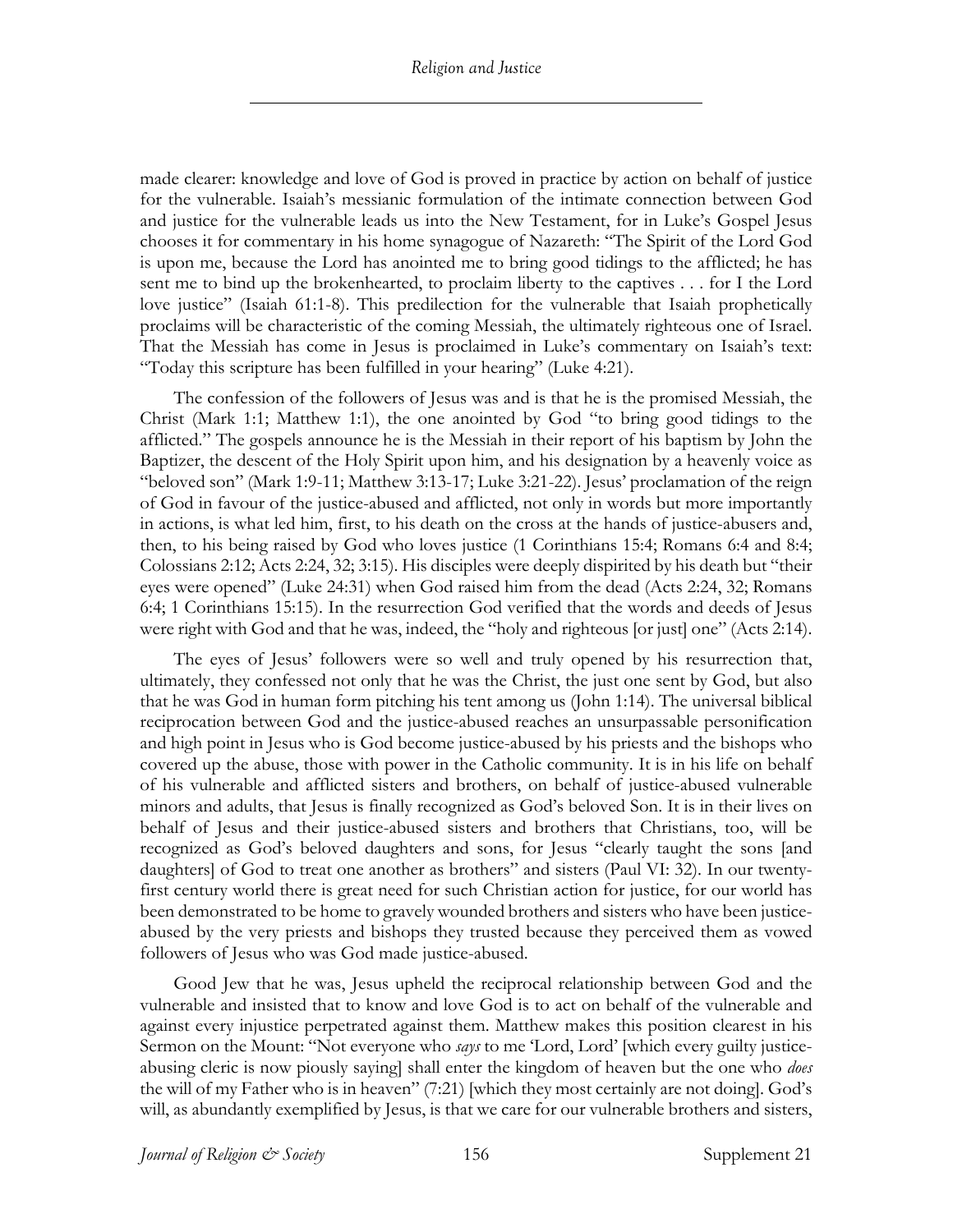made clearer: knowledge and love of God is proved in practice by action on behalf of justice for the vulnerable. Isaiah's messianic formulation of the intimate connection between God and justice for the vulnerable leads us into the New Testament, for in Luke's Gospel Jesus chooses it for commentary in his home synagogue of Nazareth: "The Spirit of the Lord God is upon me, because the Lord has anointed me to bring good tidings to the afflicted; he has sent me to bind up the brokenhearted, to proclaim liberty to the captives . . . for I the Lord love justice" (Isaiah 61:1-8). This predilection for the vulnerable that Isaiah prophetically proclaims will be characteristic of the coming Messiah, the ultimately righteous one of Israel. That the Messiah has come in Jesus is proclaimed in Luke's commentary on Isaiah's text: "Today this scripture has been fulfilled in your hearing" (Luke 4:21).

The confession of the followers of Jesus was and is that he is the promised Messiah, the Christ (Mark 1:1; Matthew 1:1), the one anointed by God "to bring good tidings to the afflicted." The gospels announce he is the Messiah in their report of his baptism by John the Baptizer, the descent of the Holy Spirit upon him, and his designation by a heavenly voice as "beloved son" (Mark 1:9-11; Matthew 3:13-17; Luke 3:21-22). Jesus' proclamation of the reign of God in favour of the justice-abused and afflicted, not only in words but more importantly in actions, is what led him, first, to his death on the cross at the hands of justice-abusers and, then, to his being raised by God who loves justice (1 Corinthians 15:4; Romans 6:4 and 8:4; Colossians 2:12; Acts 2:24, 32; 3:15). His disciples were deeply dispirited by his death but "their eyes were opened" (Luke 24:31) when God raised him from the dead (Acts 2:24, 32; Romans 6:4; 1 Corinthians 15:15). In the resurrection God verified that the words and deeds of Jesus were right with God and that he was, indeed, the "holy and righteous [or just] one" (Acts 2:14).

The eyes of Jesus' followers were so well and truly opened by his resurrection that, ultimately, they confessed not only that he was the Christ, the just one sent by God, but also that he was God in human form pitching his tent among us (John 1:14). The universal biblical reciprocation between God and the justice-abused reaches an unsurpassable personification and high point in Jesus who is God become justice-abused by his priests and the bishops who covered up the abuse, those with power in the Catholic community. It is in his life on behalf of his vulnerable and afflicted sisters and brothers, on behalf of justice-abused vulnerable minors and adults, that Jesus is finally recognized as God's beloved Son. It is in their lives on behalf of Jesus and their justice-abused sisters and brothers that Christians, too, will be recognized as God's beloved daughters and sons, for Jesus "clearly taught the sons [and daughters] of God to treat one another as brothers" and sisters (Paul VI: 32). In our twenty-first century world there is great need for such Christian action for justice, for our world has been demonstrated to be home to gravely wounded brothers and sisters who have been justice-abused by the very priests and bishops they trusted because they perceived them as vowed followers of Jesus who was God made justice-abused.

Good Jew that he was, Jesus upheld the reciprocal relationship between God and the vulnerable and insisted that to know and love God is to act on behalf of the vulnerable and against every injustice perpetrated against them. Matthew makes this position clearest in his Sermon on the Mount: "Not everyone who *says* to me 'Lord, Lord' [which every guilty justice-abusing cleric is now piously saying] shall enter the kingdom of heaven but the one who *does* the will of my Father who is in heaven" (7:21) [which they most certainly are not doing]. God's will, as abundantly exemplified by Jesus, is that we care for our vulnerable brothers and sisters,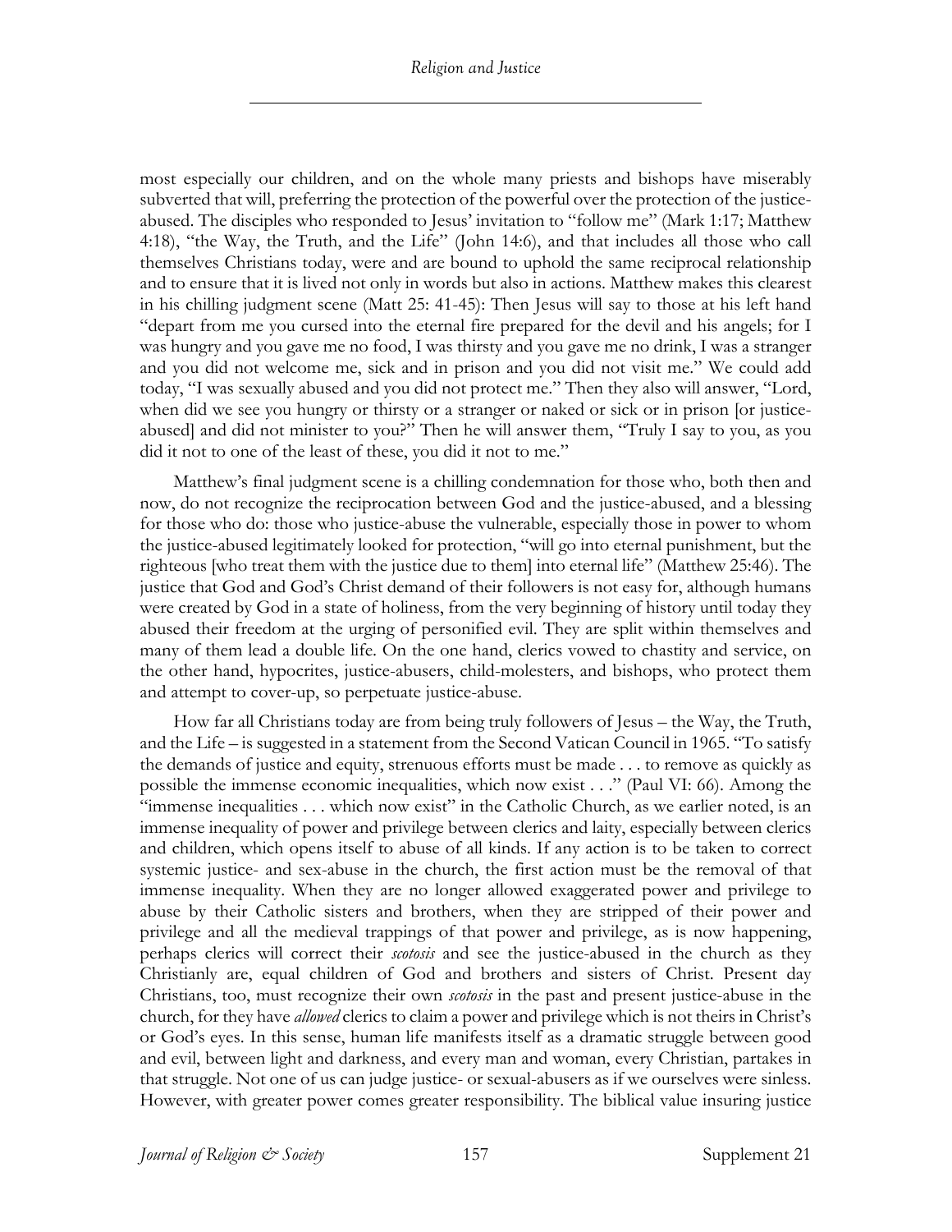most especially our children, and on the whole many priests and bishops have miserably subverted that will, preferring the protection of the powerful over the protection of the justice-abused. The disciples who responded to Jesus' invitation to "follow me" (Mark 1:17; Matthew 4:18), "the Way, the Truth, and the Life" (John 14:6), and that includes all those who call themselves Christians today, were and are bound to uphold the same reciprocal relationship and to ensure that it is lived not only in words but also in actions. Matthew makes this clearest in his chilling judgment scene (Matt 25: 41-45): Then Jesus will say to those at his left hand "depart from me you cursed into the eternal fire prepared for the devil and his angels; for I was hungry and you gave me no food, I was thirsty and you gave me no drink, I was a stranger and you did not welcome me, sick and in prison and you did not visit me." We could add today, "I was sexually abused and you did not protect me." Then they also will answer, "Lord, when did we see you hungry or thirsty or a stranger or naked or sick or in prison [or justice-abused] and did not minister to you?" Then he will answer them, "Truly I say to you, as you did it not to one of the least of these, you did it not to me."

Matthew's final judgment scene is a chilling condemnation for those who, both then and now, do not recognize the reciprocation between God and the justice-abused, and a blessing for those who do: those who justice-abuse the vulnerable, especially those in power to whom the justice-abused legitimately looked for protection, "will go into eternal punishment, but the righteous [who treat them with the justice due to them] into eternal life" (Matthew 25:46). The justice that God and God's Christ demand of their followers is not easy for, although humans were created by God in a state of holiness, from the very beginning of history until today they abused their freedom at the urging of personified evil. They are split within themselves and many of them lead a double life. On the one hand, clerics vowed to chastity and service, on the other hand, hypocrites, justice-abusers, child-molesters, and bishops, who protect them and attempt to cover-up, so perpetuate justice-abuse.

How far all Christians today are from being truly followers of Jesus – the Way, the Truth, and the Life – is suggested in a statement from the Second Vatican Council in 1965. "To satisfy the demands of justice and equity, strenuous efforts must be made . . . to remove as quickly as possible the immense economic inequalities, which now exist . . ." (Paul VI: 66). Among the "immense inequalities . . . which now exist" in the Catholic Church, as we earlier noted, is an immense inequality of power and privilege between clerics and laity, especially between clerics and children, which opens itself to abuse of all kinds. If any action is to be taken to correct systemic justice- and sex-abuse in the church, the first action must be the removal of that immense inequality. When they are no longer allowed exaggerated power and privilege to abuse by their Catholic sisters and brothers, when they are stripped of their power and privilege and all the medieval trappings of that power and privilege, as is now happening, perhaps clerics will correct their *scotosis* and see the justice-abused in the church as they Christianly are, equal children of God and brothers and sisters of Christ. Present day Christians, too, must recognize their own *scotosis* in the past and present justice-abuse in the church, for they have *allowed* clerics to claim a power and privilege which is not theirs in Christ's or God's eyes. In this sense, human life manifests itself as a dramatic struggle between good and evil, between light and darkness, and every man and woman, every Christian, partakes in that struggle. Not one of us can judge justice- or sexual-abusers as if we ourselves were sinless. However, with greater power comes greater responsibility. The biblical value insuring justice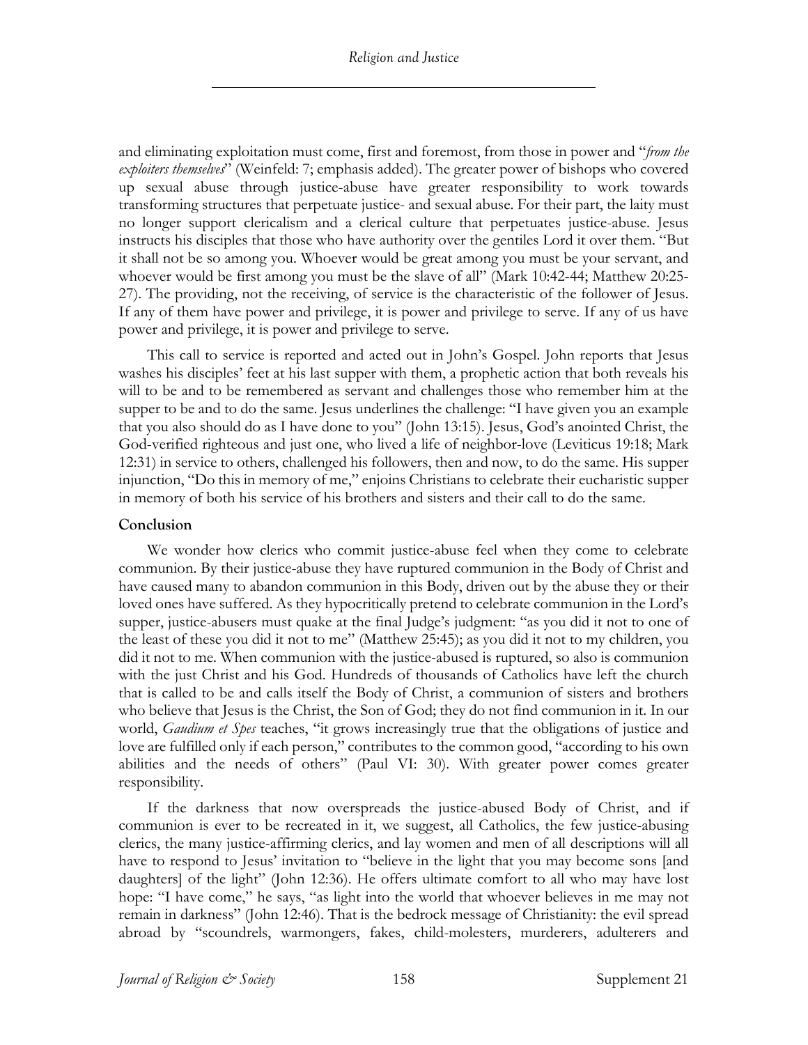and eliminating exploitation must come, first and foremost, from those in power and "*from the exploiters themselves*" (Weinfeld: 7; emphasis added). The greater power of bishops who covered up sexual abuse through justice-abuse have greater responsibility to work towards transforming structures that perpetuate justice- and sexual abuse. For their part, the laity must no longer support clericalism and a clerical culture that perpetuates justice-abuse. Jesus instructs his disciples that those who have authority over the gentiles Lord it over them. "But it shall not be so among you. Whoever would be great among you must be your servant, and whoever would be first among you must be the slave of all" (Mark 10:42-44; Matthew 20:25-27). The providing, not the receiving, of service is the characteristic of the follower of Jesus. If any of them have power and privilege, it is power and privilege to serve. If any of us have power and privilege, it is power and privilege to serve.

This call to service is reported and acted out in John's Gospel. John reports that Jesus washes his disciples' feet at his last supper with them, a prophetic action that both reveals his will to be and to be remembered as servant and challenges those who remember him at the supper to be and to do the same. Jesus underlines the challenge: "I have given you an example that you also should do as I have done to you" (John 13:15). Jesus, God's anointed Christ, the God-verified righteous and just one, who lived a life of neighbor-love (Leviticus 19:18; Mark 12:31) in service to others, challenged his followers, then and now, to do the same. His supper injunction, "Do this in memory of me," enjoins Christians to celebrate their eucharistic supper in memory of both his service of his brothers and sisters and their call to do the same.

## Conclusion

We wonder how clerics who commit justice-abuse feel when they come to celebrate communion. By their justice-abuse they have ruptured communion in the Body of Christ and have caused many to abandon communion in this Body, driven out by the abuse they or their loved ones have suffered. As they hypocritically pretend to celebrate communion in the Lord's supper, justice-abusers must quake at the final Judge's judgment: "as you did it not to one of the least of these you did it not to me" (Matthew 25:45); as you did it not to my children, you did it not to me. When communion with the justice-abused is ruptured, so also is communion with the just Christ and his God. Hundreds of thousands of Catholics have left the church that is called to be and calls itself the Body of Christ, a communion of sisters and brothers who believe that Jesus is the Christ, the Son of God; they do not find communion in it. In our world, *Gaudium et Spes* teaches, "it grows increasingly true that the obligations of justice and love are fulfilled only if each person," contributes to the common good, "according to his own abilities and the needs of others" (Paul VI: 30). With greater power comes greater responsibility.

If the darkness that now overspreads the justice-abused Body of Christ, and if communion is ever to be recreated in it, we suggest, all Catholics, the few justice-abusing clerics, the many justice-affirming clerics, and lay women and men of all descriptions will all have to respond to Jesus' invitation to "believe in the light that you may become sons [and daughters] of the light" (John 12:36). He offers ultimate comfort to all who may have lost hope: "I have come," he says, "as light into the world that whoever believes in me may not remain in darkness" (John 12:46). That is the bedrock message of Christianity: the evil spread abroad by "scoundrels, warmongers, fakes, child-molesters, murderers, adulterers and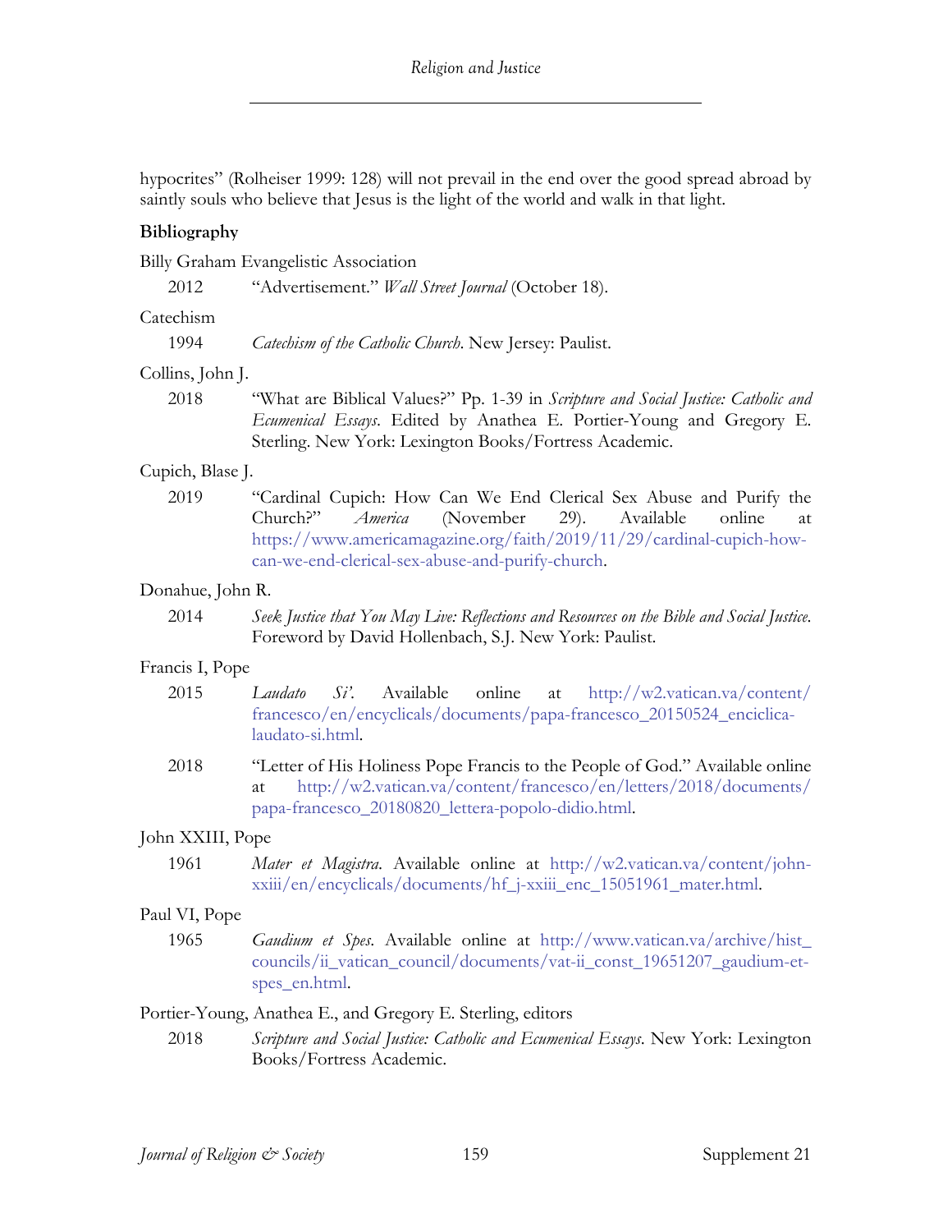hypocrites" (Rolheiser 1999: 128) will not prevail in the end over the good spread abroad by saintly souls who believe that Jesus is the light of the world and walk in that light.

**Bibliography**

Billy Graham Evangelistic Association

2012 "Advertisement." *Wall Street Journal* (October 18).

Catechism

1994 *Catechism of the Catholic Church*. New Jersey: Paulist.

Collins, John J.

2018 "What are Biblical Values?" Pp. 1-39 in *Scripture and Social Justice: Catholic and Ecumenical Essays*. Edited by Anathea E. Portier-Young and Gregory E. Sterling. New York: Lexington Books/Fortress Academic.

Cupich, Blase J.

2019 "Cardinal Cupich: How Can We End Clerical Sex Abuse and Purify the Church?" *America* (November 29). Available online at https://www.americamagazine.org/faith/2019/11/29/cardinal-cupich-how-can-we-end-clerical-sex-abuse-and-purify-church.

Donahue, John R.

2014 *Seek Justice that You May Live: Reflections and Resources on the Bible and Social Justice*. Foreword by David Hollenbach, S.J. New York: Paulist.

Francis I, Pope

2015 *Laudato Si'*. Available online at http://w2.vatican.va/content/francesco/en/encyclicals/documents/papa-francesco_20150524_enciclica-laudato-si.html.

2018 "Letter of His Holiness Pope Francis to the People of God." Available online at http://w2.vatican.va/content/francesco/en/letters/2018/documents/papa-francesco_20180820_lettera-popolo-didio.html.

John XXIII, Pope

1961 *Mater et Magistra*. Available online at http://w2.vatican.va/content/john-xxiii/en/encyclicals/documents/hf_j-xxiii_enc_15051961_mater.html.

Paul VI, Pope

1965 *Gaudium et Spes*. Available online at http://www.vatican.va/archive/hist_councils/ii_vatican_council/documents/vat-ii_const_19651207_gaudium-et-spes_en.html.

Portier-Young, Anathea E., and Gregory E. Sterling, editors

2018 *Scripture and Social Justice: Catholic and Ecumenical Essays*. New York: Lexington Books/Fortress Academic.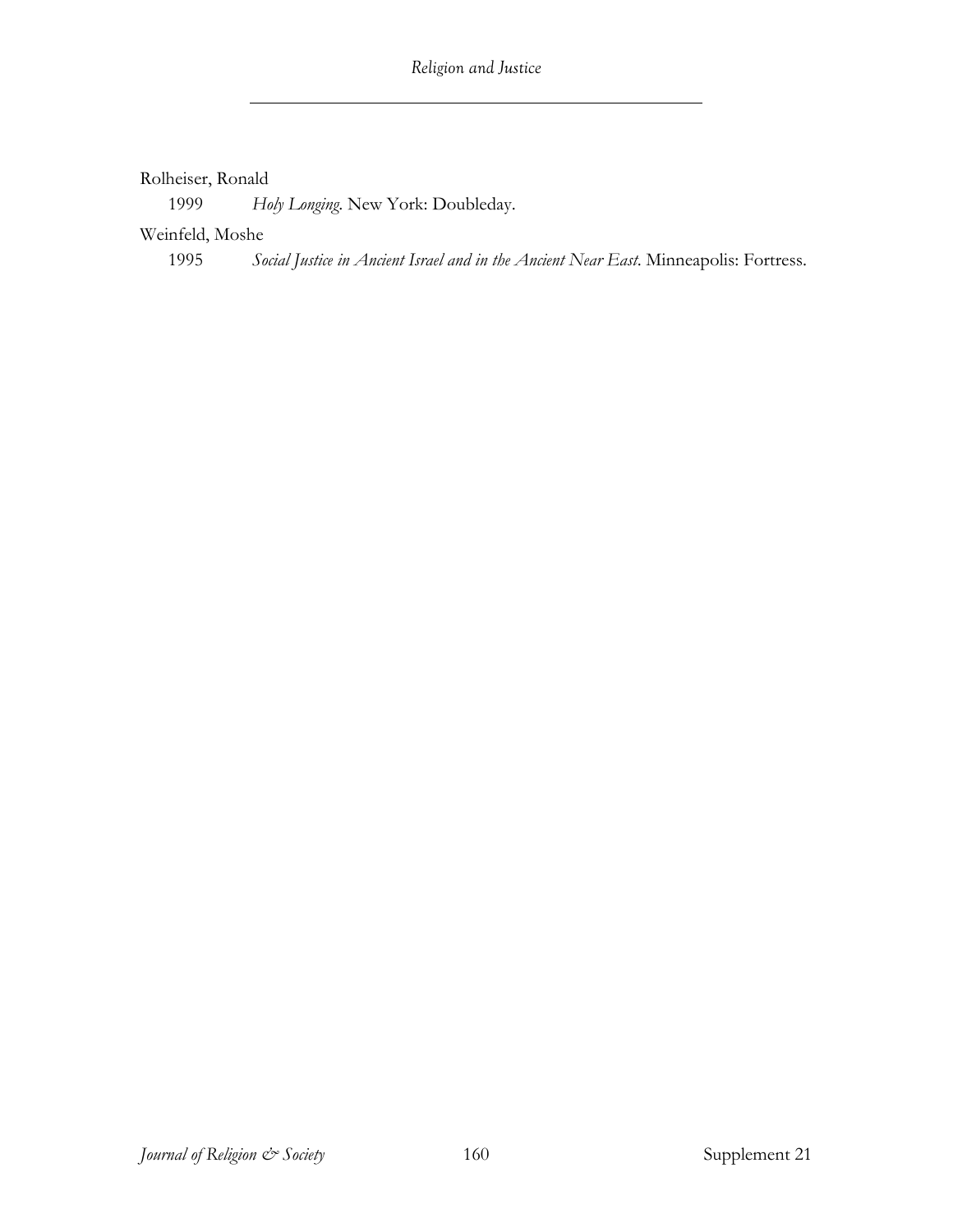Rolheiser, Ronald

1999 *Holy Longing*. New York: Doubleday.

Weinfeld, Moshe

1995 *Social Justice in Ancient Israel and in the Ancient Near East*. Minneapolis: Fortress.